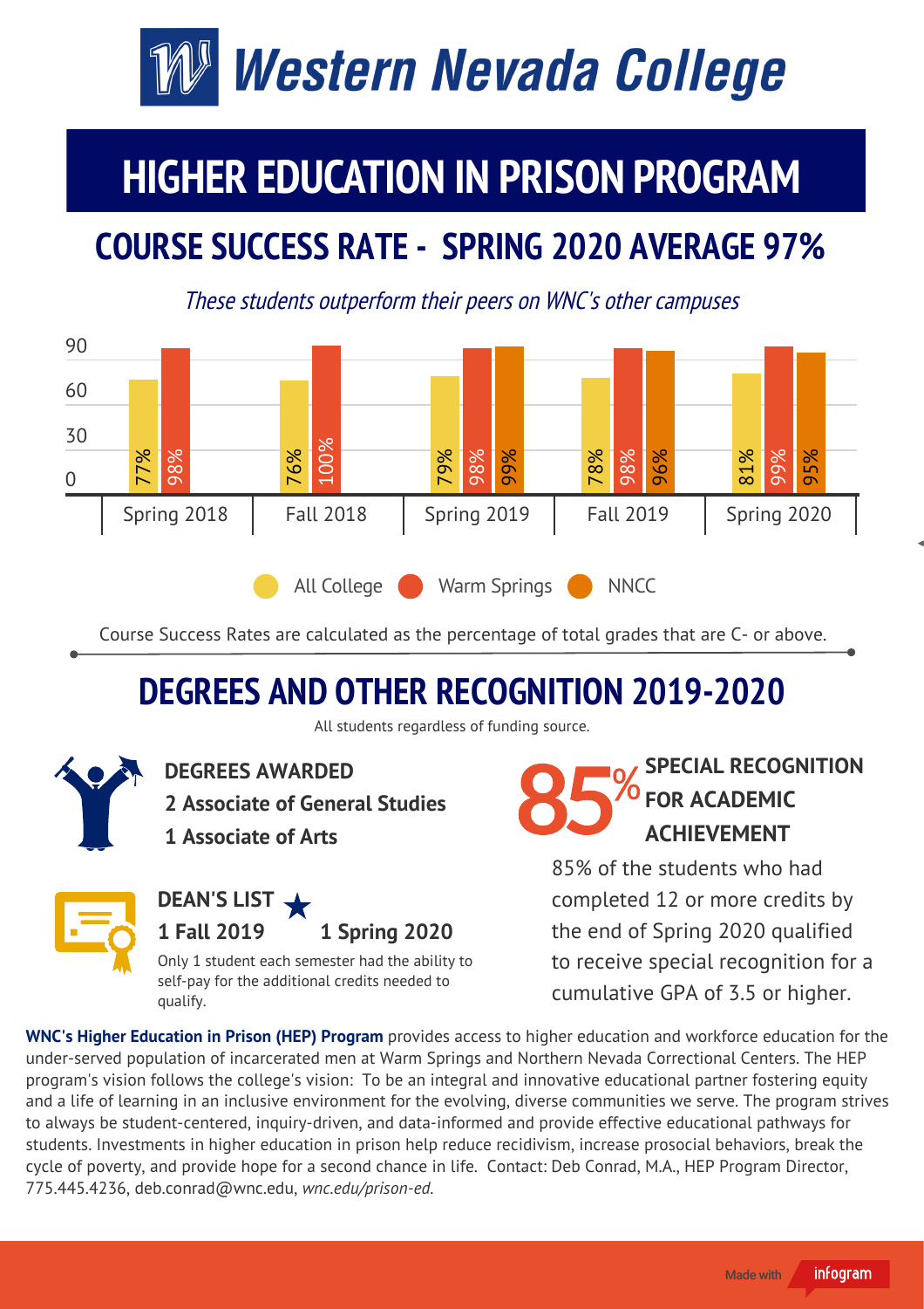# Western Nevada College

# HIGHER EDUCATION IN PRISON PROGRAM

## COURSE SUCCESS RATE - SPRING 2020 AVERAGE 97%

*These students outperform their peers on WNC's other campuses*

| Semester | All College | Warm Springs | NNCC |
|---|---|---|---|
| Spring 2018 | 77% | 98% | |
| Fall 2018 | 76% | 100% | |
| Spring 2019 | 79% | 98% | 99% |
| Fall 2019 | 78% | 98% | 96% |
| Spring 2020 | 81% | 99% | 95% |

Course Success Rates are calculated as the percentage of total grades that are C- or above.

## DEGREES AND OTHER RECOGNITION 2019-2020

All students regardless of funding source.

**DEGREES AWARDED**

**2 Associate of General Studies**

**1 Associate of Arts**

**DEAN'S LIST**

**1 Fall 2019** **1 Spring 2020**

Only 1 student each semester had the ability to self-pay for the additional credits needed to qualify.

**85% SPECIAL RECOGNITION FOR ACADEMIC ACHIEVEMENT**

85% of the students who had completed 12 or more credits by the end of Spring 2020 qualified to receive special recognition for a cumulative GPA of 3.5 or higher.

**WNC's Higher Education in Prison (HEP) Program** provides access to higher education and workforce education for the under-served population of incarcerated men at Warm Springs and Northern Nevada Correctional Centers. The HEP program's vision follows the college's vision: To be an integral and innovative educational partner fostering equity and a life of learning in an inclusive environment for the evolving, diverse communities we serve. The program strives to always be student-centered, inquiry-driven, and data-informed and provide effective educational pathways for students. Investments in higher education in prison help reduce recidivism, increase prosocial behaviors, break the cycle of poverty, and provide hope for a second chance in life. Contact: Deb Conrad, M.A., HEP Program Director, 775.445.4236, deb.conrad@wnc.edu, *wnc.edu/prison-ed.*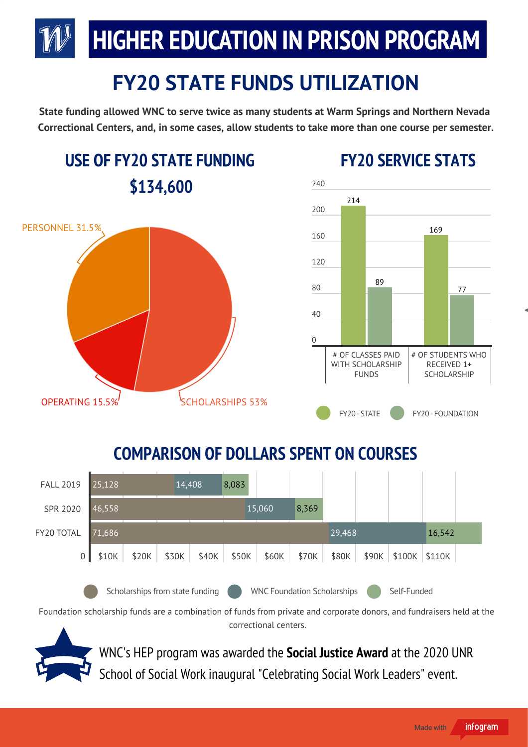# HIGHER EDUCATION IN PRISON PROGRAM

## FY20 STATE FUNDS UTILIZATION

**State funding allowed WNC to serve twice as many students at Warm Springs and Northern Nevada Correctional Centers, and, in some cases, allow students to take more than one course per semester.**

### USE OF FY20 STATE FUNDING $134,600

PERSONNEL 31.5%

OPERATING 15.5%

SCHOLARSHIPS 53%

### FY20 SERVICE STATS

240
200
160
120
80
40
0

214
89
169
77

# OF CLASSES PAID WITH SCHOLARSHIP FUNDS

# OF STUDENTS WHO RECEIVED 1+ SCHOLARSHIP

FY20 - STATE
FY20 - FOUNDATION

### COMPARISON OF DOLLARS SPENT ON COURSES

FALL 2019: 25,128, 14,408, 8,083

SPR 2020: 46,558, 15,060, 8,369

FY20 TOTAL: 71,686, 29,468, 16,542

0, $10K, $20K, $30K, $40K, $50K, $60K, $70K, $80K, $90K, $100K, $110K

Scholarships from state funding
WNC Foundation Scholarships
Self-Funded

Foundation scholarship funds are a combination of funds from private and corporate donors, and fundraisers held at the correctional centers.

WNC's HEP program was awarded the **Social Justice Award** at the 2020 UNR School of Social Work inaugural "Celebrating Social Work Leaders" event.